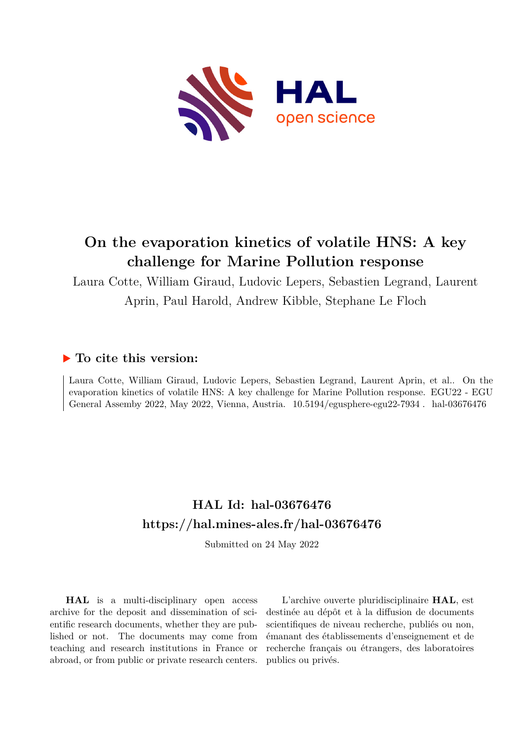# On the evaporation kinetics of volatile HNS: A key challenge for Marine Pollution response

Laura Cotte, William Giraud, Ludovic Lepers, Sebastien Legrand, Laurent Aprin, Paul Harold, Andrew Kibble, Stephane Le Floch

## ▶ To cite this version:

Laura Cotte, William Giraud, Ludovic Lepers, Sebastien Legrand, Laurent Aprin, et al.. On the evaporation kinetics of volatile HNS: A key challenge for Marine Pollution response. EGU22 - EGU General Assemby 2022, May 2022, Vienna, Austria. 10.5194/egusphere-egu22-7934. hal-03676476

## HAL Id: hal-03676476
## https://hal.mines-ales.fr/hal-03676476

Submitted on 24 May 2022

**HAL** is a multi-disciplinary open access archive for the deposit and dissemination of scientific research documents, whether they are published or not. The documents may come from teaching and research institutions in France or abroad, or from public or private research centers.

L'archive ouverte pluridisciplinaire **HAL**, est destinée au dépôt et à la diffusion de documents scientifiques de niveau recherche, publiés ou non, émanant des établissements d'enseignement et de recherche français ou étrangers, des laboratoires publics ou privés.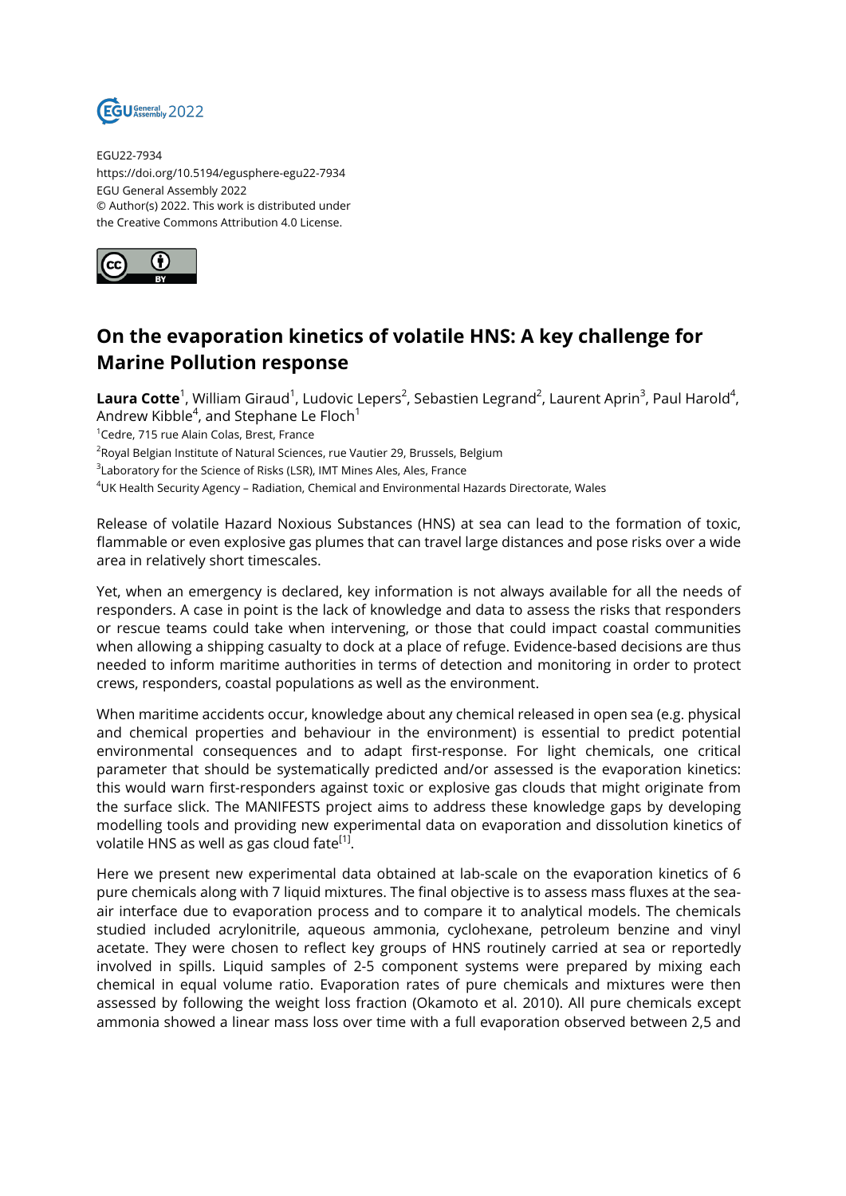EGU22-7934
https://doi.org/10.5194/egusphere-egu22-7934
EGU General Assembly 2022
© Author(s) 2022. This work is distributed under
the Creative Commons Attribution 4.0 License.

# On the evaporation kinetics of volatile HNS: A key challenge for Marine Pollution response

**Laura Cotte**[1], William Giraud[1], Ludovic Lepers[2], Sebastien Legrand[2], Laurent Aprin[3], Paul Harold[4], Andrew Kibble[4], and Stephane Le Floch[1]

[1]Cedre, 715 rue Alain Colas, Brest, France
[2]Royal Belgian Institute of Natural Sciences, rue Vautier 29, Brussels, Belgium
[3]Laboratory for the Science of Risks (LSR), IMT Mines Ales, Ales, France
[4]UK Health Security Agency – Radiation, Chemical and Environmental Hazards Directorate, Wales

Release of volatile Hazard Noxious Substances (HNS) at sea can lead to the formation of toxic, flammable or even explosive gas plumes that can travel large distances and pose risks over a wide area in relatively short timescales.

Yet, when an emergency is declared, key information is not always available for all the needs of responders. A case in point is the lack of knowledge and data to assess the risks that responders or rescue teams could take when intervening, or those that could impact coastal communities when allowing a shipping casualty to dock at a place of refuge. Evidence-based decisions are thus needed to inform maritime authorities in terms of detection and monitoring in order to protect crews, responders, coastal populations as well as the environment.

When maritime accidents occur, knowledge about any chemical released in open sea (e.g. physical and chemical properties and behaviour in the environment) is essential to predict potential environmental consequences and to adapt first-response. For light chemicals, one critical parameter that should be systematically predicted and/or assessed is the evaporation kinetics: this would warn first-responders against toxic or explosive gas clouds that might originate from the surface slick. The MANIFESTS project aims to address these knowledge gaps by developing modelling tools and providing new experimental data on evaporation and dissolution kinetics of volatile HNS as well as gas cloud fate[1].

Here we present new experimental data obtained at lab-scale on the evaporation kinetics of 6 pure chemicals along with 7 liquid mixtures. The final objective is to assess mass fluxes at the sea-air interface due to evaporation process and to compare it to analytical models. The chemicals studied included acrylonitrile, aqueous ammonia, cyclohexane, petroleum benzine and vinyl acetate. They were chosen to reflect key groups of HNS routinely carried at sea or reportedly involved in spills. Liquid samples of 2-5 component systems were prepared by mixing each chemical in equal volume ratio. Evaporation rates of pure chemicals and mixtures were then assessed by following the weight loss fraction (Okamoto et al. 2010). All pure chemicals except ammonia showed a linear mass loss over time with a full evaporation observed between 2,5 and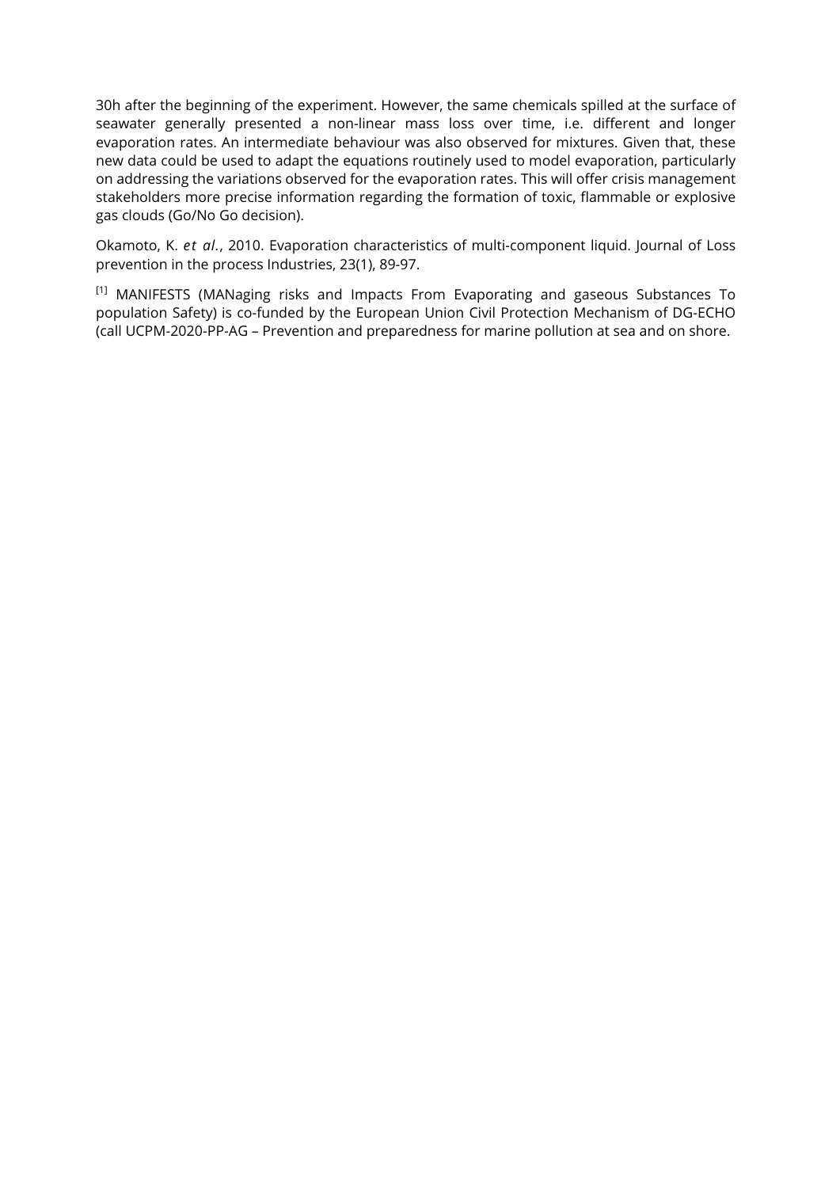30h after the beginning of the experiment. However, the same chemicals spilled at the surface of seawater generally presented a non-linear mass loss over time, i.e. different and longer evaporation rates. An intermediate behaviour was also observed for mixtures. Given that, these new data could be used to adapt the equations routinely used to model evaporation, particularly on addressing the variations observed for the evaporation rates. This will offer crisis management stakeholders more precise information regarding the formation of toxic, flammable or explosive gas clouds (Go/No Go decision).

Okamoto, K. *et al.*, 2010. Evaporation characteristics of multi-component liquid. Journal of Loss prevention in the process Industries, 23(1), 89-97.

[1] MANIFESTS (MANaging risks and Impacts From Evaporating and gaseous Substances To population Safety) is co-funded by the European Union Civil Protection Mechanism of DG-ECHO (call UCPM-2020-PP-AG – Prevention and preparedness for marine pollution at sea and on shore.